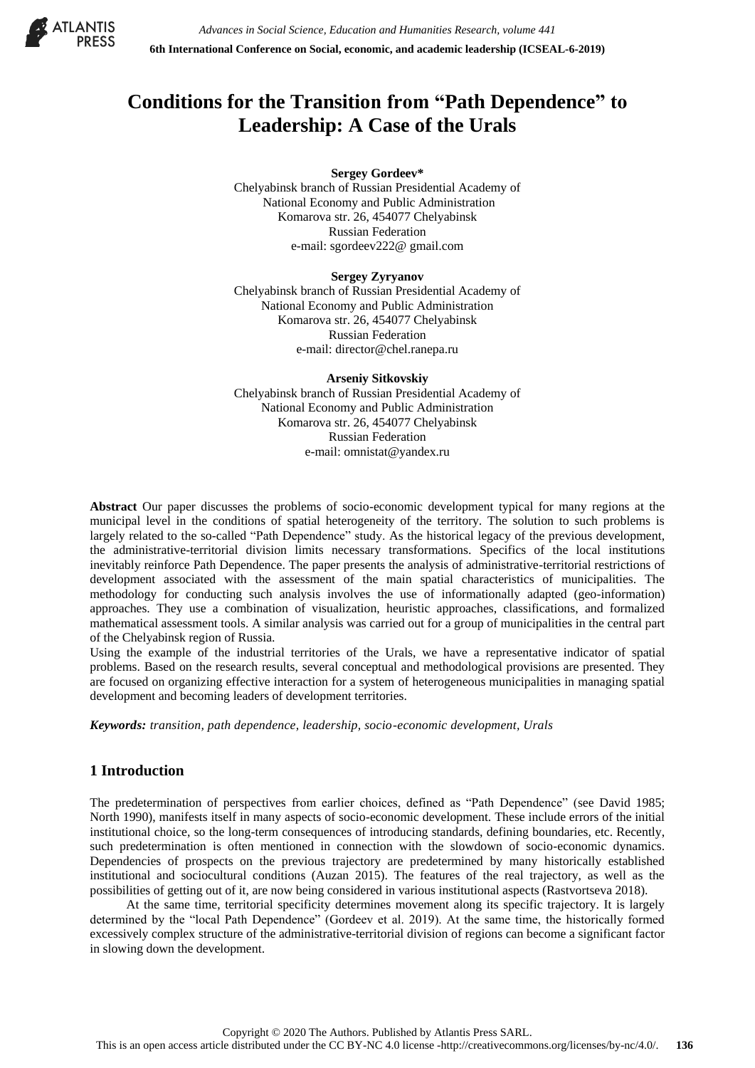# Conditions for the Transition from "Path Dependence" to Leadership: A Case of the Urals

**Sergey Gordeev***
Chelyabinsk branch of Russian Presidential Academy of National Economy and Public Administration
Komarova str. 26, 454077 Chelyabinsk
Russian Federation
e-mail: sgordeev222@ gmail.com

**Sergey Zyryanov**
Chelyabinsk branch of Russian Presidential Academy of National Economy and Public Administration
Komarova str. 26, 454077 Chelyabinsk
Russian Federation
e-mail: director@chel.ranepa.ru

**Arseniy Sitkovskiy**
Chelyabinsk branch of Russian Presidential Academy of National Economy and Public Administration
Komarova str. 26, 454077 Chelyabinsk
Russian Federation
e-mail: omnistat@yandex.ru

**Abstract** Our paper discusses the problems of socio-economic development typical for many regions at the municipal level in the conditions of spatial heterogeneity of the territory. The solution to such problems is largely related to the so-called "Path Dependence" study. As the historical legacy of the previous development, the administrative-territorial division limits necessary transformations. Specifics of the local institutions inevitably reinforce Path Dependence. The paper presents the analysis of administrative-territorial restrictions of development associated with the assessment of the main spatial characteristics of municipalities. The methodology for conducting such analysis involves the use of informationally adapted (geo-information) approaches. They use a combination of visualization, heuristic approaches, classifications, and formalized mathematical assessment tools. A similar analysis was carried out for a group of municipalities in the central part of the Chelyabinsk region of Russia.
Using the example of the industrial territories of the Urals, we have a representative indicator of spatial problems. Based on the research results, several conceptual and methodological provisions are presented. They are focused on organizing effective interaction for a system of heterogeneous municipalities in managing spatial development and becoming leaders of development territories.

***Keywords:*** *transition, path dependence, leadership, socio-economic development, Urals*

## 1 Introduction

The predetermination of perspectives from earlier choices, defined as "Path Dependence" (see David 1985; North 1990), manifests itself in many aspects of socio-economic development. These include errors of the initial institutional choice, so the long-term consequences of introducing standards, defining boundaries, etc. Recently, such predetermination is often mentioned in connection with the slowdown of socio-economic dynamics. Dependencies of prospects on the previous trajectory are predetermined by many historically established institutional and sociocultural conditions (Auzan 2015). The features of the real trajectory, as well as the possibilities of getting out of it, are now being considered in various institutional aspects (Rastvortseva 2018).

At the same time, territorial specificity determines movement along its specific trajectory. It is largely determined by the "local Path Dependence" (Gordeev et al. 2019). At the same time, the historically formed excessively complex structure of the administrative-territorial division of regions can become a significant factor in slowing down the development.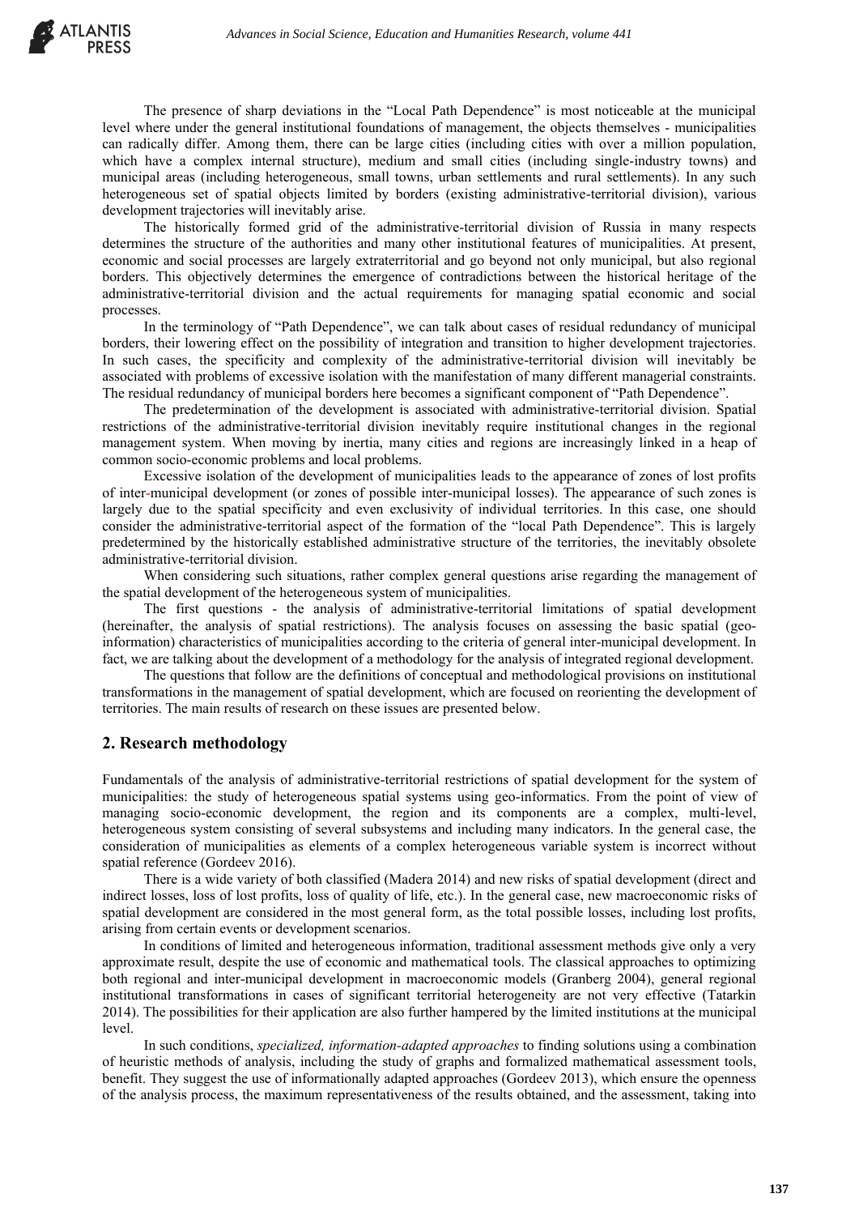The presence of sharp deviations in the "Local Path Dependence" is most noticeable at the municipal level where under the general institutional foundations of management, the objects themselves - municipalities can radically differ. Among them, there can be large cities (including cities with over a million population, which have a complex internal structure), medium and small cities (including single-industry towns) and municipal areas (including heterogeneous, small towns, urban settlements and rural settlements). In any such heterogeneous set of spatial objects limited by borders (existing administrative-territorial division), various development trajectories will inevitably arise.

The historically formed grid of the administrative-territorial division of Russia in many respects determines the structure of the authorities and many other institutional features of municipalities. At present, economic and social processes are largely extraterritorial and go beyond not only municipal, but also regional borders. This objectively determines the emergence of contradictions between the historical heritage of the administrative-territorial division and the actual requirements for managing spatial economic and social processes.

In the terminology of "Path Dependence", we can talk about cases of residual redundancy of municipal borders, their lowering effect on the possibility of integration and transition to higher development trajectories. In such cases, the specificity and complexity of the administrative-territorial division will inevitably be associated with problems of excessive isolation with the manifestation of many different managerial constraints. The residual redundancy of municipal borders here becomes a significant component of "Path Dependence".

The predetermination of the development is associated with administrative-territorial division. Spatial restrictions of the administrative-territorial division inevitably require institutional changes in the regional management system. When moving by inertia, many cities and regions are increasingly linked in a heap of common socio-economic problems and local problems.

Excessive isolation of the development of municipalities leads to the appearance of zones of lost profits of inter-municipal development (or zones of possible inter-municipal losses). The appearance of such zones is largely due to the spatial specificity and even exclusivity of individual territories. In this case, one should consider the administrative-territorial aspect of the formation of the "local Path Dependence". This is largely predetermined by the historically established administrative structure of the territories, the inevitably obsolete administrative-territorial division.

When considering such situations, rather complex general questions arise regarding the management of the spatial development of the heterogeneous system of municipalities.

The first questions - the analysis of administrative-territorial limitations of spatial development (hereinafter, the analysis of spatial restrictions). The analysis focuses on assessing the basic spatial (geo-information) characteristics of municipalities according to the criteria of general inter-municipal development. In fact, we are talking about the development of a methodology for the analysis of integrated regional development.

The questions that follow are the definitions of conceptual and methodological provisions on institutional transformations in the management of spatial development, which are focused on reorienting the development of territories. The main results of research on these issues are presented below.

## 2. Research methodology

Fundamentals of the analysis of administrative-territorial restrictions of spatial development for the system of municipalities: the study of heterogeneous spatial systems using geo-informatics. From the point of view of managing socio-economic development, the region and its components are a complex, multi-level, heterogeneous system consisting of several subsystems and including many indicators. In the general case, the consideration of municipalities as elements of a complex heterogeneous variable system is incorrect without spatial reference (Gordeev 2016).

There is a wide variety of both classified (Madera 2014) and new risks of spatial development (direct and indirect losses, loss of lost profits, loss of quality of life, etc.). In the general case, new macroeconomic risks of spatial development are considered in the most general form, as the total possible losses, including lost profits, arising from certain events or development scenarios.

In conditions of limited and heterogeneous information, traditional assessment methods give only a very approximate result, despite the use of economic and mathematical tools. The classical approaches to optimizing both regional and inter-municipal development in macroeconomic models (Granberg 2004), general regional institutional transformations in cases of significant territorial heterogeneity are not very effective (Tatarkin 2014). The possibilities for their application are also further hampered by the limited institutions at the municipal level.

In such conditions, *specialized, information-adapted approaches* to finding solutions using a combination of heuristic methods of analysis, including the study of graphs and formalized mathematical assessment tools, benefit. They suggest the use of informationally adapted approaches (Gordeev 2013), which ensure the openness of the analysis process, the maximum representativeness of the results obtained, and the assessment, taking into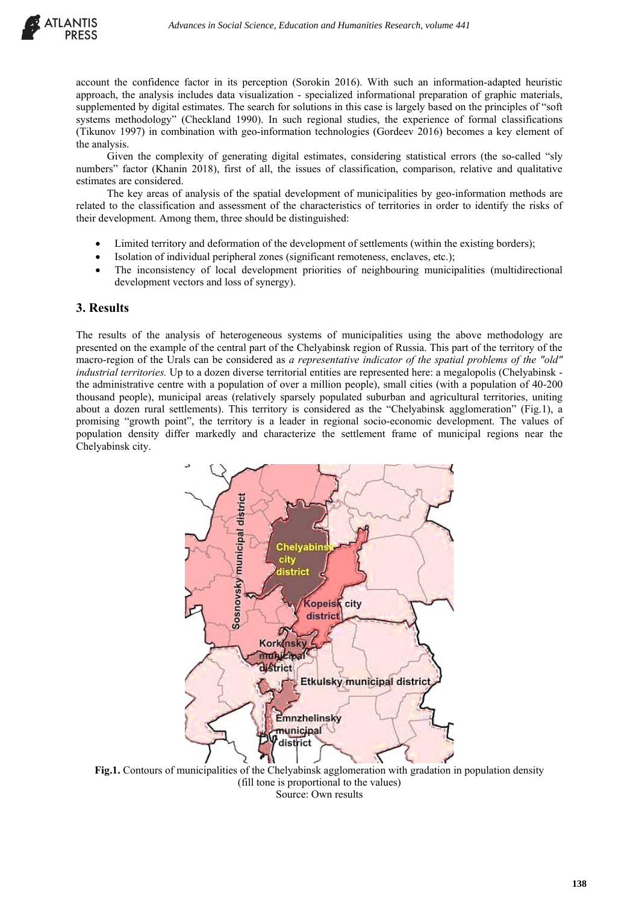account the confidence factor in its perception (Sorokin 2016). With such an information-adapted heuristic approach, the analysis includes data visualization - specialized informational preparation of graphic materials, supplemented by digital estimates. The search for solutions in this case is largely based on the principles of "soft systems methodology" (Checkland 1990). In such regional studies, the experience of formal classifications (Tikunov 1997) in combination with geo-information technologies (Gordeev 2016) becomes a key element of the analysis.

Given the complexity of generating digital estimates, considering statistical errors (the so-called "sly numbers" factor (Khanin 2018), first of all, the issues of classification, comparison, relative and qualitative estimates are considered.

The key areas of analysis of the spatial development of municipalities by geo-information methods are related to the classification and assessment of the characteristics of territories in order to identify the risks of their development. Among them, three should be distinguished:

- Limited territory and deformation of the development of settlements (within the existing borders);
- Isolation of individual peripheral zones (significant remoteness, enclaves, etc.);
- The inconsistency of local development priorities of neighbouring municipalities (multidirectional development vectors and loss of synergy).

## 3. Results

The results of the analysis of heterogeneous systems of municipalities using the above methodology are presented on the example of the central part of the Chelyabinsk region of Russia. This part of the territory of the macro-region of the Urals can be considered as *a representative indicator of the spatial problems of the "old" industrial territories.* Up to a dozen diverse territorial entities are represented here: a megalopolis (Chelyabinsk - the administrative centre with a population of over a million people), small cities (with a population of 40-200 thousand people), municipal areas (relatively sparsely populated suburban and agricultural territories, uniting about a dozen rural settlements). This territory is considered as the "Chelyabinsk agglomeration" (Fig.1), a promising "growth point", the territory is a leader in regional socio-economic development. The values of population density differ markedly and characterize the settlement frame of municipal regions near the Chelyabinsk city.

**Fig.1.** Contours of municipalities of the Chelyabinsk agglomeration with gradation in population density (fill tone is proportional to the values)
Source: Own results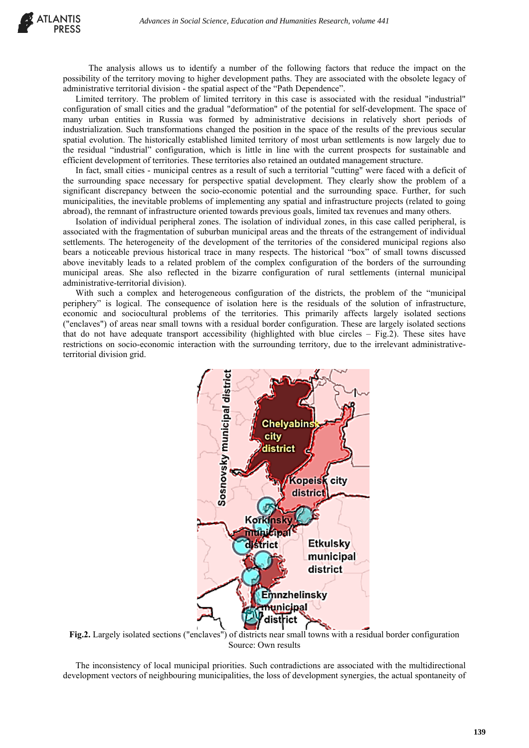The analysis allows us to identify a number of the following factors that reduce the impact on the possibility of the territory moving to higher development paths. They are associated with the obsolete legacy of administrative territorial division - the spatial aspect of the "Path Dependence".

Limited territory. The problem of limited territory in this case is associated with the residual "industrial" configuration of small cities and the gradual "deformation" of the potential for self-development. The space of many urban entities in Russia was formed by administrative decisions in relatively short periods of industrialization. Such transformations changed the position in the space of the results of the previous secular spatial evolution. The historically established limited territory of most urban settlements is now largely due to the residual "industrial" configuration, which is little in line with the current prospects for sustainable and efficient development of territories. These territories also retained an outdated management structure.

In fact, small cities - municipal centres as a result of such a territorial "cutting" were faced with a deficit of the surrounding space necessary for perspective spatial development. They clearly show the problem of a significant discrepancy between the socio-economic potential and the surrounding space. Further, for such municipalities, the inevitable problems of implementing any spatial and infrastructure projects (related to going abroad), the remnant of infrastructure oriented towards previous goals, limited tax revenues and many others.

Isolation of individual peripheral zones. The isolation of individual zones, in this case called peripheral, is associated with the fragmentation of suburban municipal areas and the threats of the estrangement of individual settlements. The heterogeneity of the development of the territories of the considered municipal regions also bears a noticeable previous historical trace in many respects. The historical "box" of small towns discussed above inevitably leads to a related problem of the complex configuration of the borders of the surrounding municipal areas. She also reflected in the bizarre configuration of rural settlements (internal municipal administrative-territorial division).

With such a complex and heterogeneous configuration of the districts, the problem of the "municipal periphery" is logical. The consequence of isolation here is the residuals of the solution of infrastructure, economic and sociocultural problems of the territories. This primarily affects largely isolated sections ("enclaves") of areas near small towns with a residual border configuration. These are largely isolated sections that do not have adequate transport accessibility (highlighted with blue circles – Fig.2). These sites have restrictions on socio-economic interaction with the surrounding territory, due to the irrelevant administrative-territorial division grid.

**Fig.2.** Largely isolated sections ("enclaves") of districts near small towns with a residual border configuration
Source: Own results

The inconsistency of local municipal priorities. Such contradictions are associated with the multidirectional development vectors of neighbouring municipalities, the loss of development synergies, the actual spontaneity of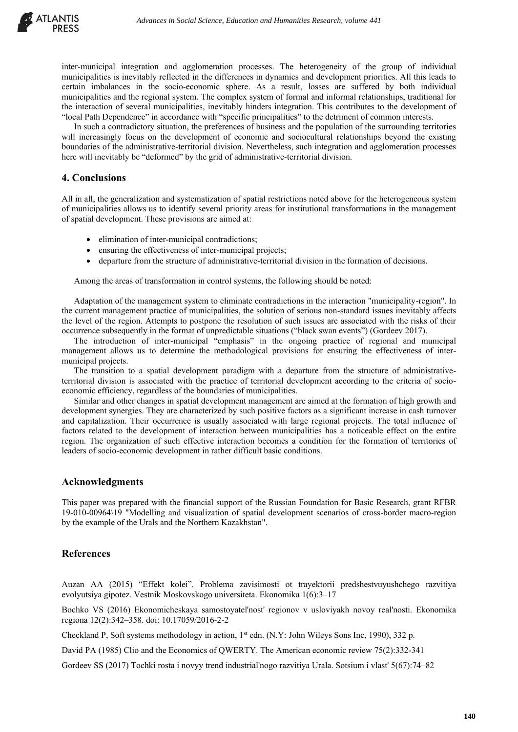inter-municipal integration and agglomeration processes. The heterogeneity of the group of individual municipalities is inevitably reflected in the differences in dynamics and development priorities. All this leads to certain imbalances in the socio-economic sphere. As a result, losses are suffered by both individual municipalities and the regional system. The complex system of formal and informal relationships, traditional for the interaction of several municipalities, inevitably hinders integration. This contributes to the development of "local Path Dependence" in accordance with "specific principalities" to the detriment of common interests.

In such a contradictory situation, the preferences of business and the population of the surrounding territories will increasingly focus on the development of economic and sociocultural relationships beyond the existing boundaries of the administrative-territorial division. Nevertheless, such integration and agglomeration processes here will inevitably be "deformed" by the grid of administrative-territorial division.

## 4. Conclusions

All in all, the generalization and systematization of spatial restrictions noted above for the heterogeneous system of municipalities allows us to identify several priority areas for institutional transformations in the management of spatial development. These provisions are aimed at:

- elimination of inter-municipal contradictions;
- ensuring the effectiveness of inter-municipal projects;
- departure from the structure of administrative-territorial division in the formation of decisions.

Among the areas of transformation in control systems, the following should be noted:

Adaptation of the management system to eliminate contradictions in the interaction "municipality-region". In the current management practice of municipalities, the solution of serious non-standard issues inevitably affects the level of the region. Attempts to postpone the resolution of such issues are associated with the risks of their occurrence subsequently in the format of unpredictable situations ("black swan events") (Gordeev 2017).

The introduction of inter-municipal "emphasis" in the ongoing practice of regional and municipal management allows us to determine the methodological provisions for ensuring the effectiveness of inter-municipal projects.

The transition to a spatial development paradigm with a departure from the structure of administrative-territorial division is associated with the practice of territorial development according to the criteria of socio-economic efficiency, regardless of the boundaries of municipalities.

Similar and other changes in spatial development management are aimed at the formation of high growth and development synergies. They are characterized by such positive factors as a significant increase in cash turnover and capitalization. Their occurrence is usually associated with large regional projects. The total influence of factors related to the development of interaction between municipalities has a noticeable effect on the entire region. The organization of such effective interaction becomes a condition for the formation of territories of leaders of socio-economic development in rather difficult basic conditions.

## Acknowledgments

This paper was prepared with the financial support of the Russian Foundation for Basic Research, grant RFBR 19-010-00964\19 "Modelling and visualization of spatial development scenarios of cross-border macro-region by the example of the Urals and the Northern Kazakhstan".

## References

Auzan AA (2015) "Effekt kolei". Problema zavisimosti ot trayektorii predshestvuyushchego razvitiya evolyutsiya gipotez. Vestnik Moskovskogo universiteta. Ekonomika 1(6):3–17

Bochko VS (2016) Ekonomicheskaya samostoyatel'nost' regionov v usloviyakh novoy real'nosti. Ekonomika regiona 12(2):342–358. doi: 10.17059/2016-2-2

Checkland P, Soft systems methodology in action, 1st edn. (N.Y: John Wileys Sons Inc, 1990), 332 p.

David PA (1985) Clio and the Economics of QWERTY. The American economic review 75(2):332-341

Gordeev SS (2017) Tochki rosta i novyy trend industrial'nogo razvitiya Urala. Sotsium i vlast' 5(67):74–82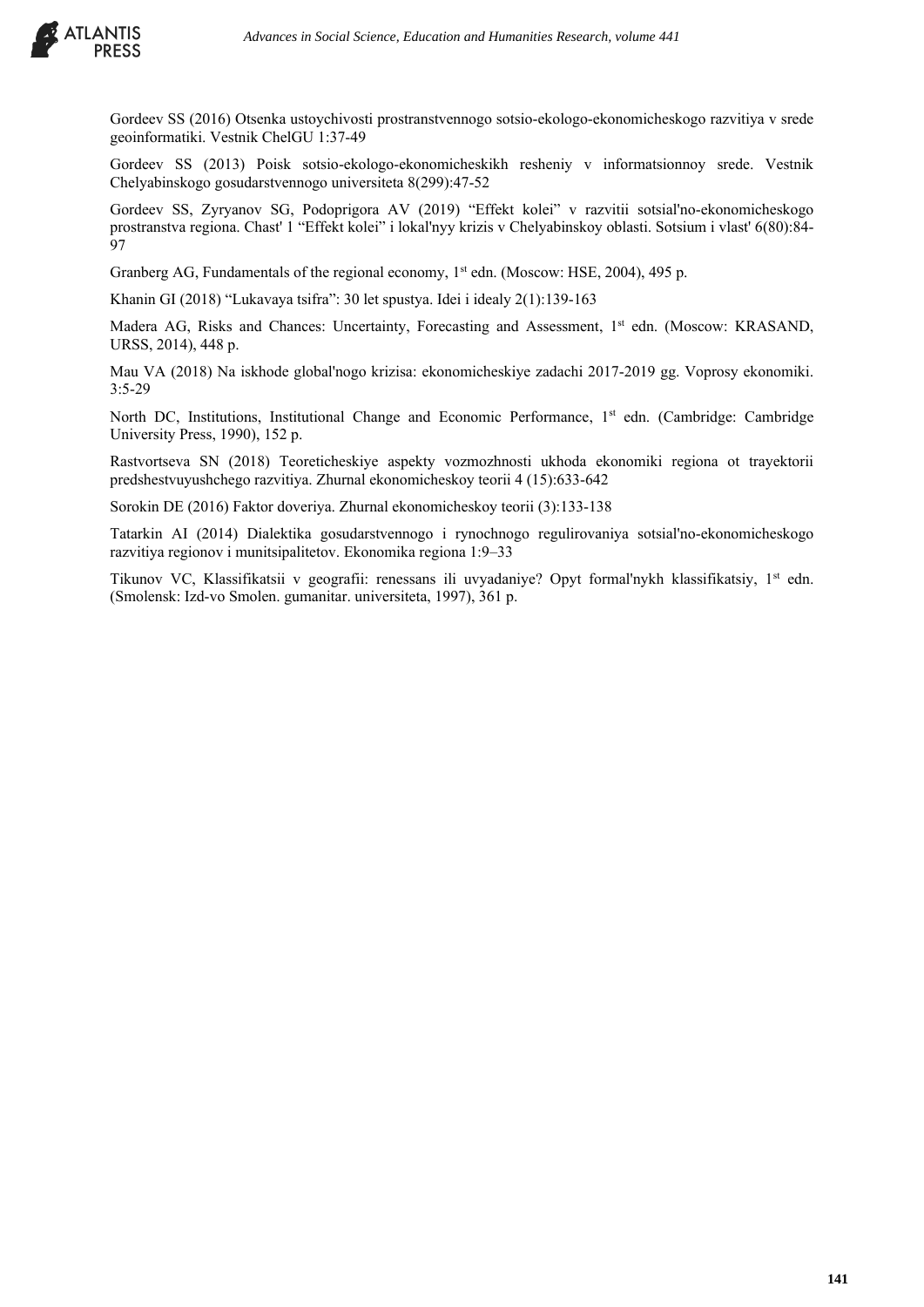Gordeev SS (2016) Otsenka ustoychivosti prostranstvennogo sotsio-ekologo-ekonomicheskogo razvitiya v srede geoinformatiki. Vestnik ChelGU 1:37-49

Gordeev SS (2013) Poisk sotsio-ekologo-ekonomicheskikh resheniy v informatsionnoy srede. Vestnik Chelyabinskogo gosudarstvennogo universiteta 8(299):47-52

Gordeev SS, Zyryanov SG, Podoprigora AV (2019) "Effekt kolei" v razvitii sotsial'no-ekonomicheskogo prostranstva regiona. Chast' 1 "Effekt kolei" i lokal'nyy krizis v Chelyabinskoy oblasti. Sotsium i vlast' 6(80):84-97

Granberg AG, Fundamentals of the regional economy, 1st edn. (Moscow: HSE, 2004), 495 p.

Khanin GI (2018) "Lukavaya tsifra": 30 let spustya. Idei i idealy 2(1):139-163

Madera AG, Risks and Chances: Uncertainty, Forecasting and Assessment, 1st edn. (Moscow: KRASAND, URSS, 2014), 448 p.

Mau VA (2018) Na iskhode global'nogo krizisa: ekonomicheskiye zadachi 2017-2019 gg. Voprosy ekonomiki. 3:5-29

North DC, Institutions, Institutional Change and Economic Performance, 1st edn. (Cambridge: Cambridge University Press, 1990), 152 p.

Rastvortseva SN (2018) Teoreticheskiye aspekty vozmozhnosti ukhoda ekonomiki regiona ot trayektorii predshestvuyushchego razvitiya. Zhurnal ekonomicheskoy teorii 4 (15):633-642

Sorokin DE (2016) Faktor doveriya. Zhurnal ekonomicheskoy teorii (3):133-138

Tatarkin AI (2014) Dialektika gosudarstvennogo i rynochnogo regulirovaniya sotsial'no-ekonomicheskogo razvitiya regionov i munitsipalitetov. Ekonomika regiona 1:9–33

Tikunov VC, Klassifikatsii v geografii: renessans ili uvyadaniye? Opyt formal'nykh klassifikatsiy, 1st edn. (Smolensk: Izd-vo Smolen. gumanitar. universiteta, 1997), 361 p.